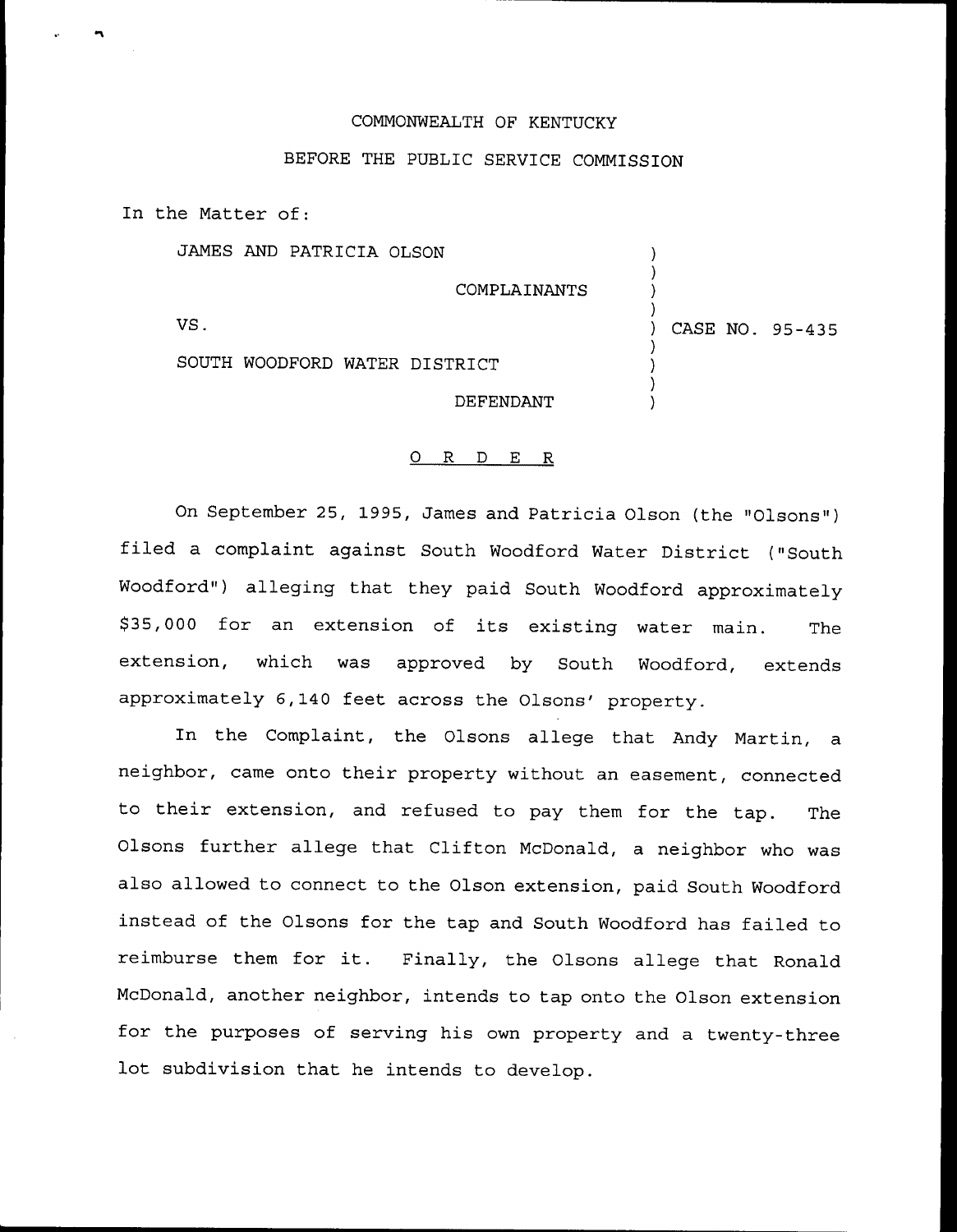COMMONWEALTH OF KENTUCKY

BEFORE THE PUBLIC SERVICE COMMISSION

In the Matter of:

| | | |
|---|---|---|
| JAMES AND PATRICIA OLSON | ) | |
| COMPLAINANTS | ) | |
| VS. | ) | CASE NO. 95-435 |
| SOUTH WOODFORD WATER DISTRICT | ) | |
| DEFENDANT | ) | |

## ORDER

On September 25, 1995, James and Patricia Olson (the "Olsons") filed a complaint against South Woodford Water District ("South Woodford") alleging that they paid South Woodford approximately $35,000 for an extension of its existing water main. The extension, which was approved by South Woodford, extends approximately 6,140 feet across the Olsons' property.

In the Complaint, the Olsons allege that Andy Martin, a neighbor, came onto their property without an easement, connected to their extension, and refused to pay them for the tap. The Olsons further allege that Clifton McDonald, a neighbor who was also allowed to connect to the Olson extension, paid South Woodford instead of the Olsons for the tap and South Woodford has failed to reimburse them for it. Finally, the Olsons allege that Ronald McDonald, another neighbor, intends to tap onto the Olson extension for the purposes of serving his own property and a twenty-three lot subdivision that he intends to develop.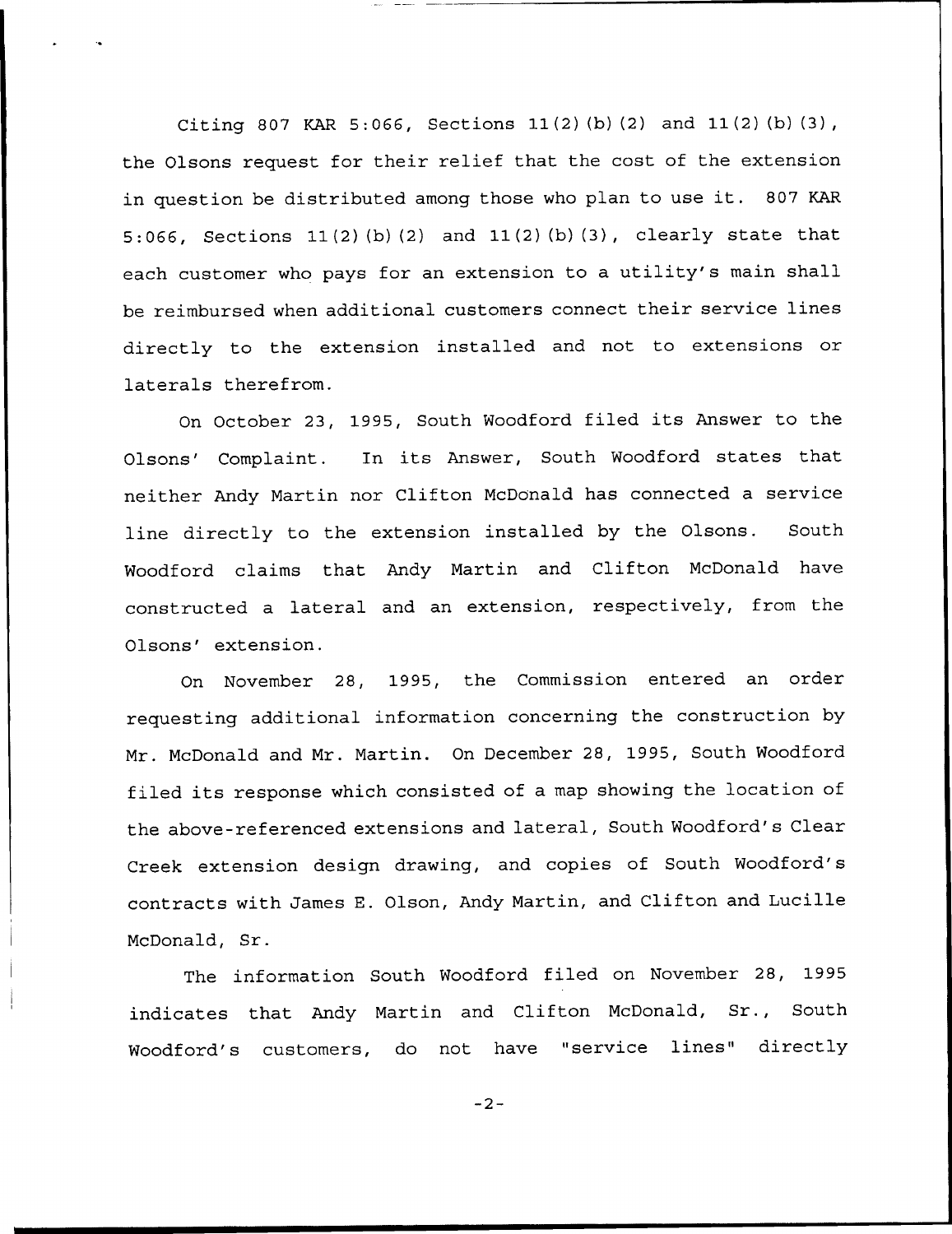Citing 807 KAR 5:066, Sections 11(2)(b)(2) and 11(2)(b)(3), the Olsons request for their relief that the cost of the extension in question be distributed among those who plan to use it. 807 KAR 5:066, Sections 11(2)(b)(2) and 11(2)(b)(3), clearly state that each customer who pays for an extension to a utility's main shall be reimbursed when additional customers connect their service lines directly to the extension installed and not to extensions or laterals therefrom.

On October 23, 1995, South Woodford filed its Answer to the Olsons' Complaint. In its Answer, South Woodford states that neither Andy Martin nor Clifton McDonald has connected a service line directly to the extension installed by the Olsons. South Woodford claims that Andy Martin and Clifton McDonald have constructed a lateral and an extension, respectively, from the Olsons' extension.

On November 28, 1995, the Commission entered an order requesting additional information concerning the construction by Mr. McDonald and Mr. Martin. On December 28, 1995, South Woodford filed its response which consisted of a map showing the location of the above-referenced extensions and lateral, South Woodford's Clear Creek extension design drawing, and copies of South Woodford's contracts with James E. Olson, Andy Martin, and Clifton and Lucille McDonald, Sr.

The information South Woodford filed on November 28, 1995 indicates that Andy Martin and Clifton McDonald, Sr., South Woodford's customers, do not have "service lines" directly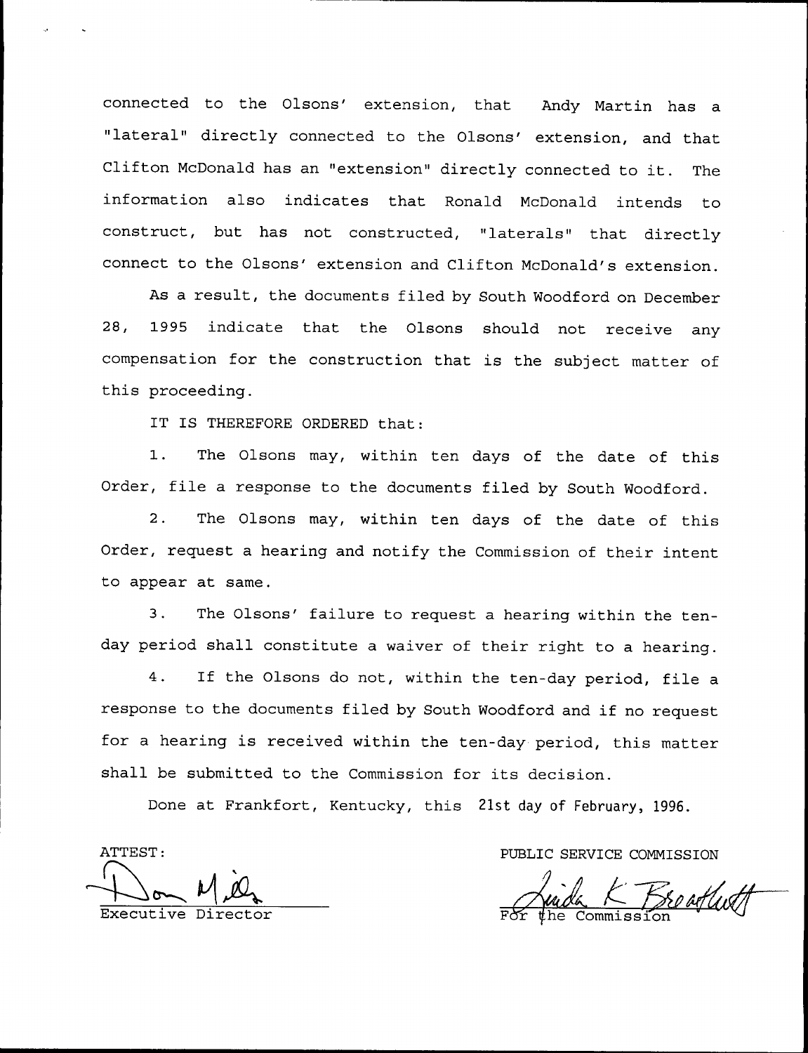connected to the Olsons' extension, that Andy Martin has a "lateral" directly connected to the Olsons' extension, and that Clifton McDonald has an "extension" directly connected to it. The information also indicates that Ronald McDonald intends to construct, but has not constructed, "laterals" that directly connect to the Olsons' extension and Clifton McDonald's extension.

As a result, the documents filed by South Woodford on December 28, 1995 indicate that the Olsons should not receive any compensation for the construction that is the subject matter of this proceeding.

IT IS THEREFORE ORDERED that:

1. The Olsons may, within ten days of the date of this Order, file a response to the documents filed by South Woodford.

2. The Olsons may, within ten days of the date of this Order, request a hearing and notify the Commission of their intent to appear at same.

3. The Olsons' failure to request a hearing within the ten-day period shall constitute a waiver of their right to a hearing.

4. If the Olsons do not, within the ten-day period, file a response to the documents filed by South Woodford and if no request for a hearing is received within the ten-day period, this matter shall be submitted to the Commission for its decision.

Done at Frankfort, Kentucky, this 21st day of February, 1996.

ATTEST:

Executive Director

PUBLIC SERVICE COMMISSION

For the Commission